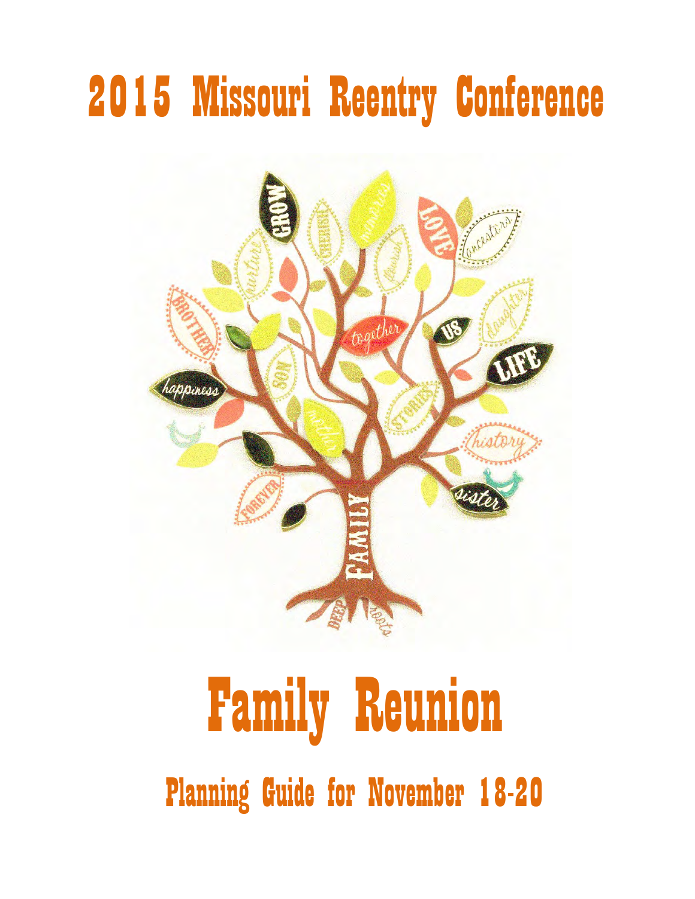# 2015 Missouri Reentry Conference

# Family Reunion

## Planning Guide for November 18-20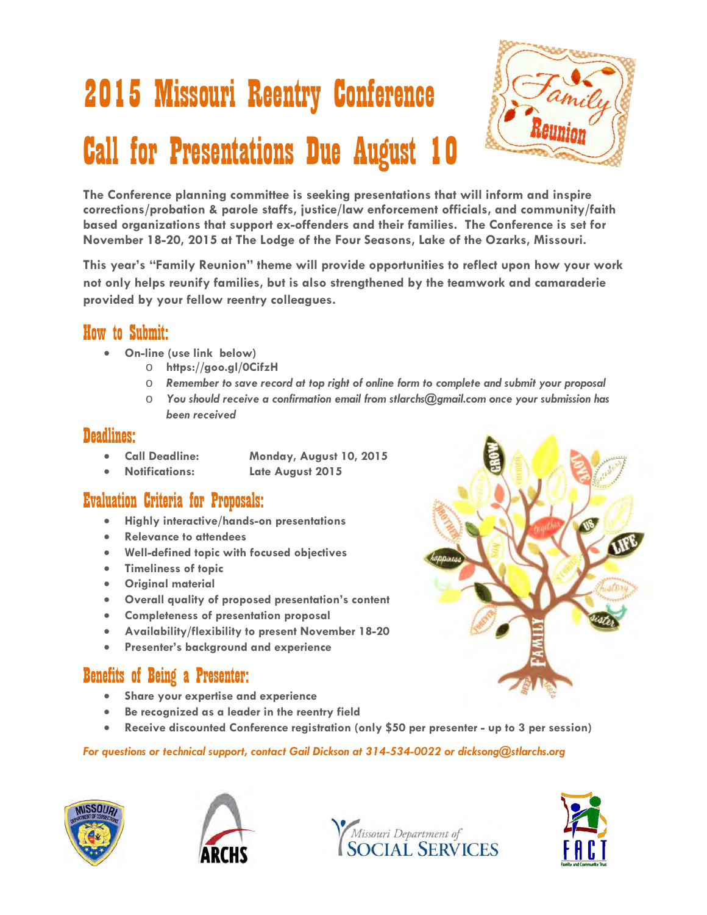# 2015 Missouri Reentry Conference

# Call for Presentations Due August 10

**The Conference planning committee is seeking presentations that will inform and inspire corrections/probation & parole staffs, justice/law enforcement officials, and community/faith based organizations that support ex-offenders and their families. The Conference is set for November 18-20, 2015 at The Lodge of the Four Seasons, Lake of the Ozarks, Missouri.**

**This year's "Family Reunion" theme will provide opportunities to reflect upon how your work not only helps reunify families, but is also strengthened by the teamwork and camaraderie provided by your fellow reentry colleagues.**

## How to Submit:

- **On-line (use link below)**
  - **https://goo.gl/0CifzH**
  - *Remember to save record at top right of online form to complete and submit your proposal*
  - *You should receive a confirmation email from stlarchs@gmail.com once your submission has been received*

## Deadlines:

- **Call Deadline:** **Monday, August 10, 2015**
- **Notifications:** **Late August 2015**

## Evaluation Criteria for Proposals:

- **Highly interactive/hands-on presentations**
- **Relevance to attendees**
- **Well-defined topic with focused objectives**
- **Timeliness of topic**
- **Original material**
- **Overall quality of proposed presentation's content**
- **Completeness of presentation proposal**
- **Availability/flexibility to present November 18-20**
- **Presenter's background and experience**

## Benefits of Being a Presenter:

- **Share your expertise and experience**
- **Be recognized as a leader in the reentry field**
- **Receive discounted Conference registration (only $50 per presenter - up to 3 per session)**

*For questions or technical support, contact Gail Dickson at 314-534-0022 or dicksong@stlarchs.org*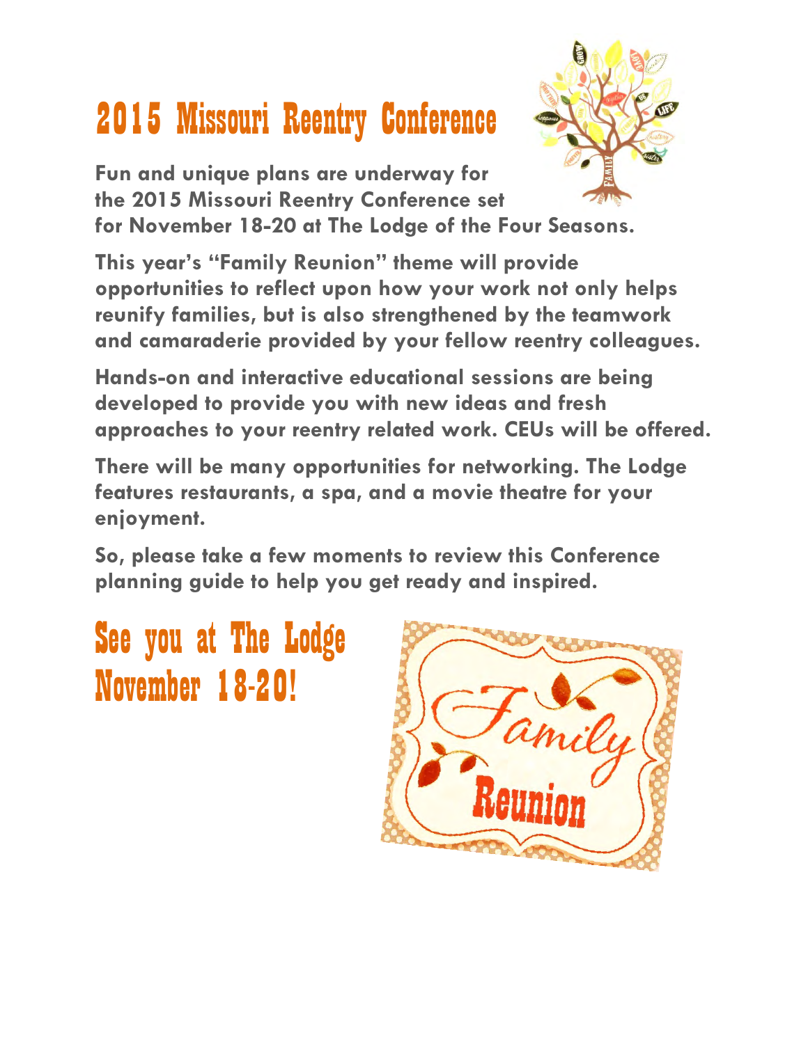# 2015 Missouri Reentry Conference

**Fun and unique plans are underway for the 2015 Missouri Reentry Conference set for November 18-20 at The Lodge of the Four Seasons.**

**This year's "Family Reunion" theme will provide opportunities to reflect upon how your work not only helps reunify families, but is also strengthened by the teamwork and camaraderie provided by your fellow reentry colleagues.**

**Hands-on and interactive educational sessions are being developed to provide you with new ideas and fresh approaches to your reentry related work. CEUs will be offered.**

**There will be many opportunities for networking. The Lodge features restaurants, a spa, and a movie theatre for your enjoyment.**

**So, please take a few moments to review this Conference planning guide to help you get ready and inspired.**

## See you at The Lodge November 18-20!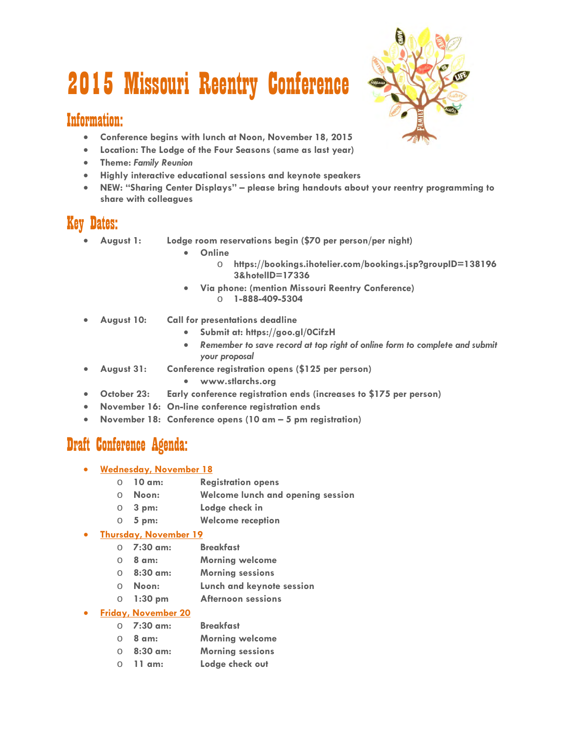# 2015 Missouri Reentry Conference

## Information:

- Conference begins with lunch at Noon, November 18, 2015
- Location: The Lodge of the Four Seasons (same as last year)
- Theme: *Family Reunion*
- Highly interactive educational sessions and keynote speakers
- NEW: "Sharing Center Displays" – please bring handouts about your reentry programming to share with colleagues

## Key Dates:

- **August 1:** Lodge room reservations begin ($70 per person/per night)
  - Online
    - https://bookings.ihotelier.com/bookings.jsp?groupID=1381963&hotelID=17336
  - Via phone: (mention Missouri Reentry Conference)
    - 1-888-409-5304
- **August 10:** Call for presentations deadline
  - Submit at: https://goo.gl/0CifzH
  - *Remember to save record at top right of online form to complete and submit your proposal*
- **August 31:** Conference registration opens ($125 per person)
  - www.stlarchs.org
- **October 23:** Early conference registration ends (increases to $175 per person)
- **November 16:** On-line conference registration ends
- **November 18:** Conference opens (10 am – 5 pm registration)

## Draft Conference Agenda:

- **Wednesday, November 18**
  - 10 am: Registration opens
  - Noon: Welcome lunch and opening session
  - 3 pm: Lodge check in
  - 5 pm: Welcome reception
- **Thursday, November 19**
  - 7:30 am: Breakfast
  - 8 am: Morning welcome
  - 8:30 am: Morning sessions
  - Noon: Lunch and keynote session
  - 1:30 pm Afternoon sessions
- **Friday, November 20**
  - 7:30 am: Breakfast
  - 8 am: Morning welcome
  - 8:30 am: Morning sessions
  - 11 am: Lodge check out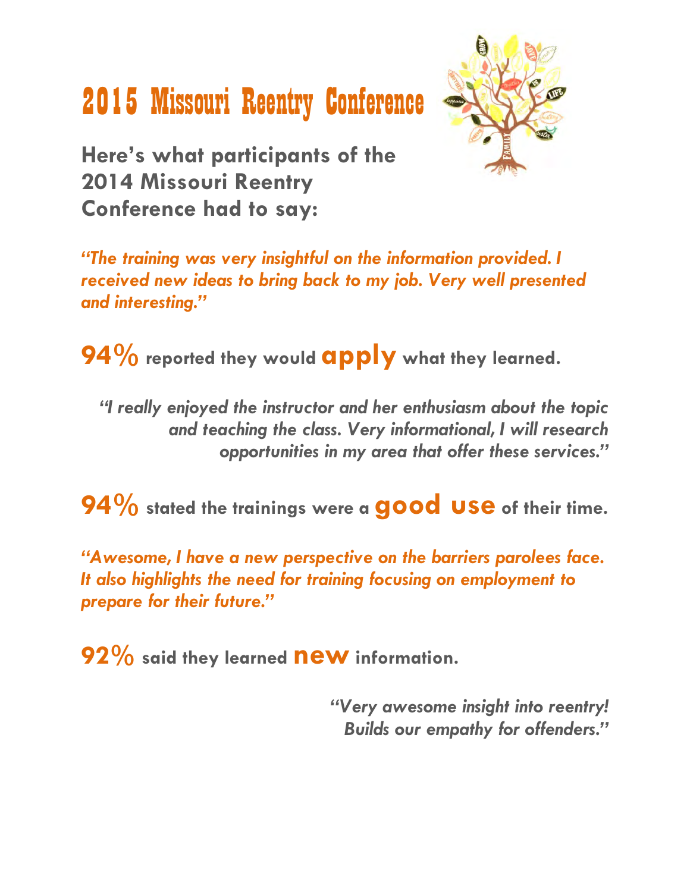# 2015 Missouri Reentry Conference

## Here's what participants of the 2014 Missouri Reentry Conference had to say:

*"The training was very insightful on the information provided. I received new ideas to bring back to my job. Very well presented and interesting."*

**94% reported they would apply what they learned.**

*"I really enjoyed the instructor and her enthusiasm about the topic and teaching the class. Very informational, I will research opportunities in my area that offer these services."*

**94% stated the trainings were a good use of their time.**

*"Awesome, I have a new perspective on the barriers parolees face. It also highlights the need for training focusing on employment to prepare for their future."*

**92% said they learned new information.**

*"Very awesome insight into reentry! Builds our empathy for offenders."*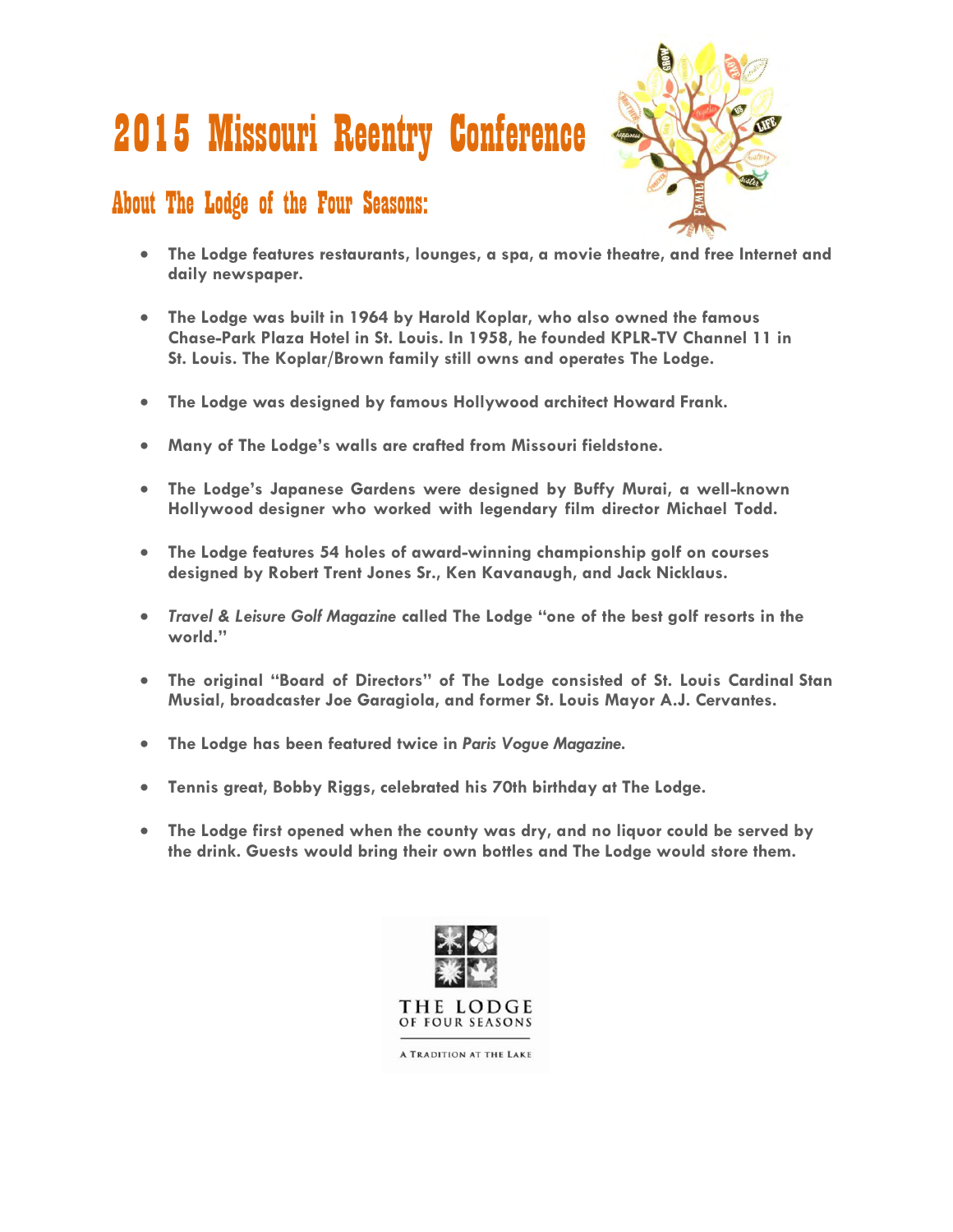# 2015 Missouri Reentry Conference

## About The Lodge of the Four Seasons:

- **The Lodge features restaurants, lounges, a spa, a movie theatre, and free Internet and daily newspaper.**
- **The Lodge was built in 1964 by Harold Koplar, who also owned the famous Chase-Park Plaza Hotel in St. Louis. In 1958, he founded KPLR-TV Channel 11 in St. Louis. The Koplar/Brown family still owns and operates The Lodge.**
- **The Lodge was designed by famous Hollywood architect Howard Frank.**
- **Many of The Lodge's walls are crafted from Missouri fieldstone.**
- **The Lodge's Japanese Gardens were designed by Buffy Murai, a well-known Hollywood designer who worked with legendary film director Michael Todd.**
- **The Lodge features 54 holes of award-winning championship golf on courses designed by Robert Trent Jones Sr., Ken Kavanaugh, and Jack Nicklaus.**
- ***Travel & Leisure Golf Magazine* called The Lodge "one of the best golf resorts in the world."**
- **The original "Board of Directors" of The Lodge consisted of St. Louis Cardinal Stan Musial, broadcaster Joe Garagiola, and former St. Louis Mayor A.J. Cervantes.**
- **The Lodge has been featured twice in *Paris Vogue Magazine*.**
- **Tennis great, Bobby Riggs, celebrated his 70th birthday at The Lodge.**
- **The Lodge first opened when the county was dry, and no liquor could be served by the drink. Guests would bring their own bottles and The Lodge would store them.**

THE LODGE
OF FOUR SEASONS

A TRADITION AT THE LAKE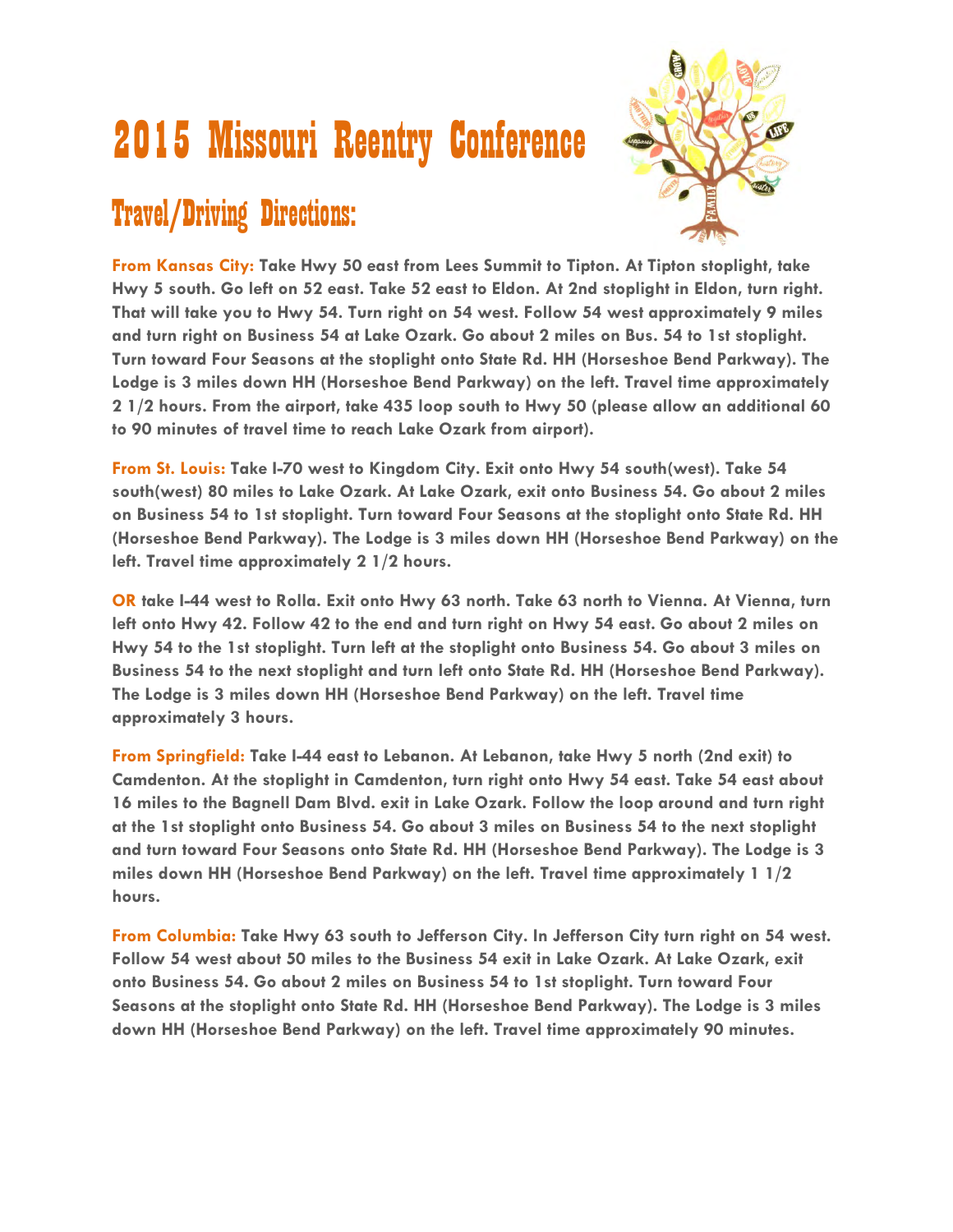# 2015 Missouri Reentry Conference

## Travel/Driving Directions:

**From Kansas City:** **Take Hwy 50 east from Lees Summit to Tipton. At Tipton stoplight, take Hwy 5 south. Go left on 52 east. Take 52 east to Eldon. At 2nd stoplight in Eldon, turn right. That will take you to Hwy 54. Turn right on 54 west. Follow 54 west approximately 9 miles and turn right on Business 54 at Lake Ozark. Go about 2 miles on Bus. 54 to 1st stoplight. Turn toward Four Seasons at the stoplight onto State Rd. HH (Horseshoe Bend Parkway). The Lodge is 3 miles down HH (Horseshoe Bend Parkway) on the left. Travel time approximately 2 1/2 hours. From the airport, take 435 loop south to Hwy 50 (please allow an additional 60 to 90 minutes of travel time to reach Lake Ozark from airport).**

**From St. Louis:** **Take I-70 west to Kingdom City. Exit onto Hwy 54 south(west). Take 54 south(west) 80 miles to Lake Ozark. At Lake Ozark, exit onto Business 54. Go about 2 miles on Business 54 to 1st stoplight. Turn toward Four Seasons at the stoplight onto State Rd. HH (Horseshoe Bend Parkway). The Lodge is 3 miles down HH (Horseshoe Bend Parkway) on the left. Travel time approximately 2 1/2 hours.**

**OR** **take I-44 west to Rolla. Exit onto Hwy 63 north. Take 63 north to Vienna. At Vienna, turn left onto Hwy 42. Follow 42 to the end and turn right on Hwy 54 east. Go about 2 miles on Hwy 54 to the 1st stoplight. Turn left at the stoplight onto Business 54. Go about 3 miles on Business 54 to the next stoplight and turn left onto State Rd. HH (Horseshoe Bend Parkway). The Lodge is 3 miles down HH (Horseshoe Bend Parkway) on the left. Travel time approximately 3 hours.**

**From Springfield:** **Take I-44 east to Lebanon. At Lebanon, take Hwy 5 north (2nd exit) to Camdenton. At the stoplight in Camdenton, turn right onto Hwy 54 east. Take 54 east about 16 miles to the Bagnell Dam Blvd. exit in Lake Ozark. Follow the loop around and turn right at the 1st stoplight onto Business 54. Go about 3 miles on Business 54 to the next stoplight and turn toward Four Seasons onto State Rd. HH (Horseshoe Bend Parkway). The Lodge is 3 miles down HH (Horseshoe Bend Parkway) on the left. Travel time approximately 1 1/2 hours.**

**From Columbia:** **Take Hwy 63 south to Jefferson City. In Jefferson City turn right on 54 west. Follow 54 west about 50 miles to the Business 54 exit in Lake Ozark. At Lake Ozark, exit onto Business 54. Go about 2 miles on Business 54 to 1st stoplight. Turn toward Four Seasons at the stoplight onto State Rd. HH (Horseshoe Bend Parkway). The Lodge is 3 miles down HH (Horseshoe Bend Parkway) on the left. Travel time approximately 90 minutes.**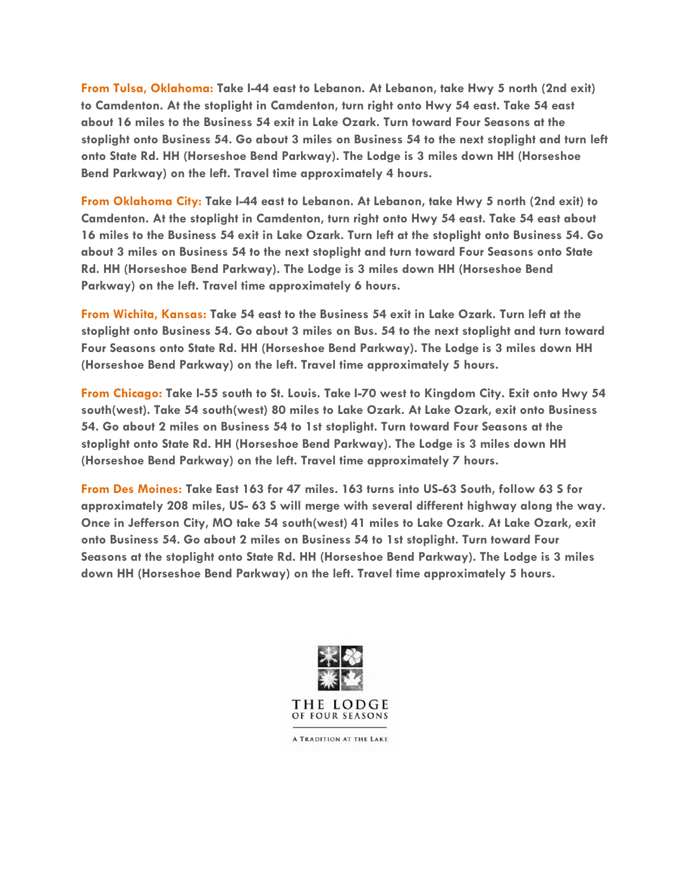**From Tulsa, Oklahoma:** Take I-44 east to Lebanon. At Lebanon, take Hwy 5 north (2nd exit) to Camdenton. At the stoplight in Camdenton, turn right onto Hwy 54 east. Take 54 east about 16 miles to the Business 54 exit in Lake Ozark. Turn toward Four Seasons at the stoplight onto Business 54. Go about 3 miles on Business 54 to the next stoplight and turn left onto State Rd. HH (Horseshoe Bend Parkway). The Lodge is 3 miles down HH (Horseshoe Bend Parkway) on the left. Travel time approximately 4 hours.

**From Oklahoma City:** Take I-44 east to Lebanon. At Lebanon, take Hwy 5 north (2nd exit) to Camdenton. At the stoplight in Camdenton, turn right onto Hwy 54 east. Take 54 east about 16 miles to the Business 54 exit in Lake Ozark. Turn left at the stoplight onto Business 54. Go about 3 miles on Business 54 to the next stoplight and turn toward Four Seasons onto State Rd. HH (Horseshoe Bend Parkway). The Lodge is 3 miles down HH (Horseshoe Bend Parkway) on the left. Travel time approximately 6 hours.

**From Wichita, Kansas:** Take 54 east to the Business 54 exit in Lake Ozark. Turn left at the stoplight onto Business 54. Go about 3 miles on Bus. 54 to the next stoplight and turn toward Four Seasons onto State Rd. HH (Horseshoe Bend Parkway). The Lodge is 3 miles down HH (Horseshoe Bend Parkway) on the left. Travel time approximately 5 hours.

**From Chicago:** Take I-55 south to St. Louis. Take I-70 west to Kingdom City. Exit onto Hwy 54 south(west). Take 54 south(west) 80 miles to Lake Ozark. At Lake Ozark, exit onto Business 54. Go about 2 miles on Business 54 to 1st stoplight. Turn toward Four Seasons at the stoplight onto State Rd. HH (Horseshoe Bend Parkway). The Lodge is 3 miles down HH (Horseshoe Bend Parkway) on the left. Travel time approximately 7 hours.

**From Des Moines:** Take East 163 for 47 miles. 163 turns into US-63 South, follow 63 S for approximately 208 miles, US- 63 S will merge with several different highway along the way. Once in Jefferson City, MO take 54 south(west) 41 miles to Lake Ozark. At Lake Ozark, exit onto Business 54. Go about 2 miles on Business 54 to 1st stoplight. Turn toward Four Seasons at the stoplight onto State Rd. HH (Horseshoe Bend Parkway). The Lodge is 3 miles down HH (Horseshoe Bend Parkway) on the left. Travel time approximately 5 hours.

THE LODGE OF FOUR SEASONS

A TRADITION AT THE LAKE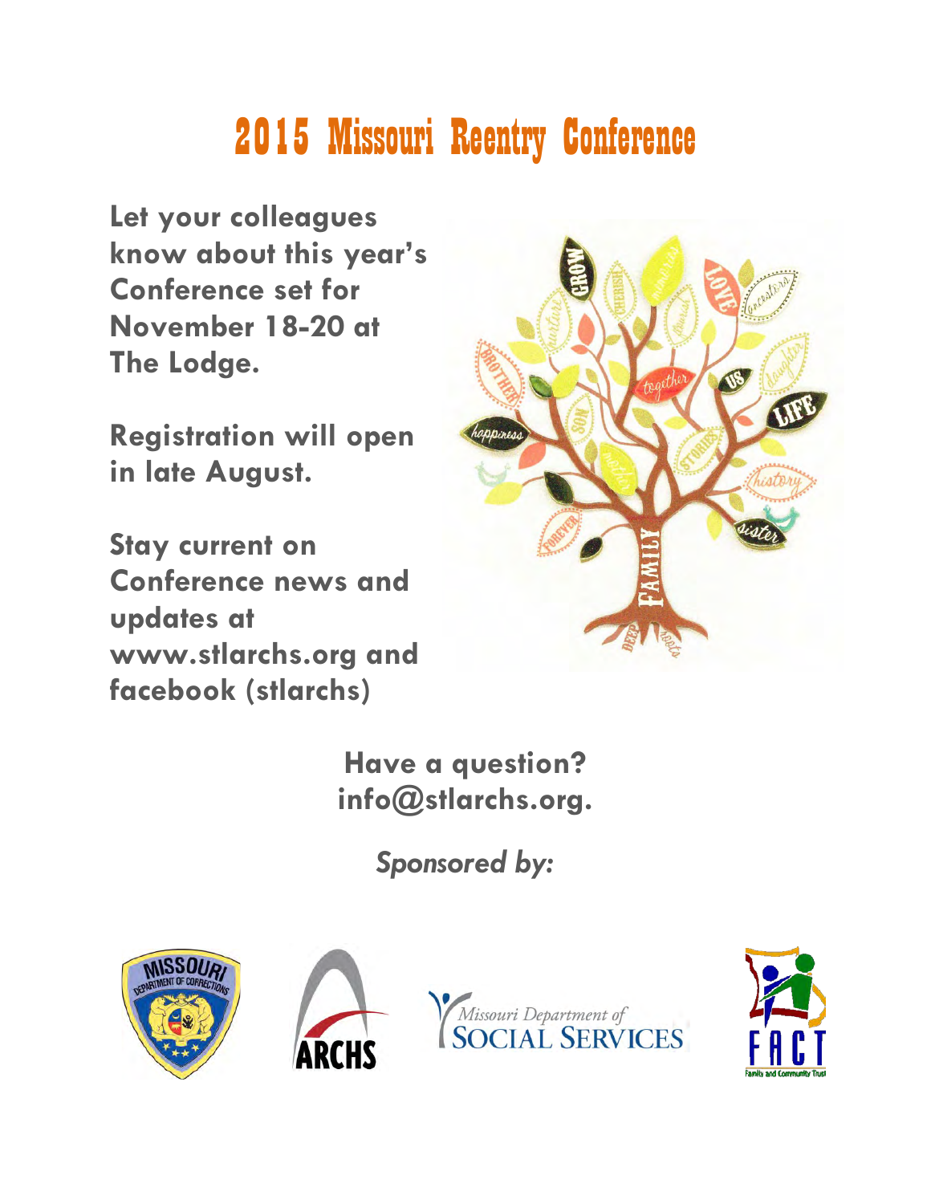# 2015 Missouri Reentry Conference

**Let your colleagues know about this year's Conference set for November 18-20 at The Lodge.**

**Registration will open in late August.**

**Stay current on Conference news and updates at www.stlarchs.org and facebook (stlarchs)**

**Have a question? info@stlarchs.org.**

*Sponsored by:*